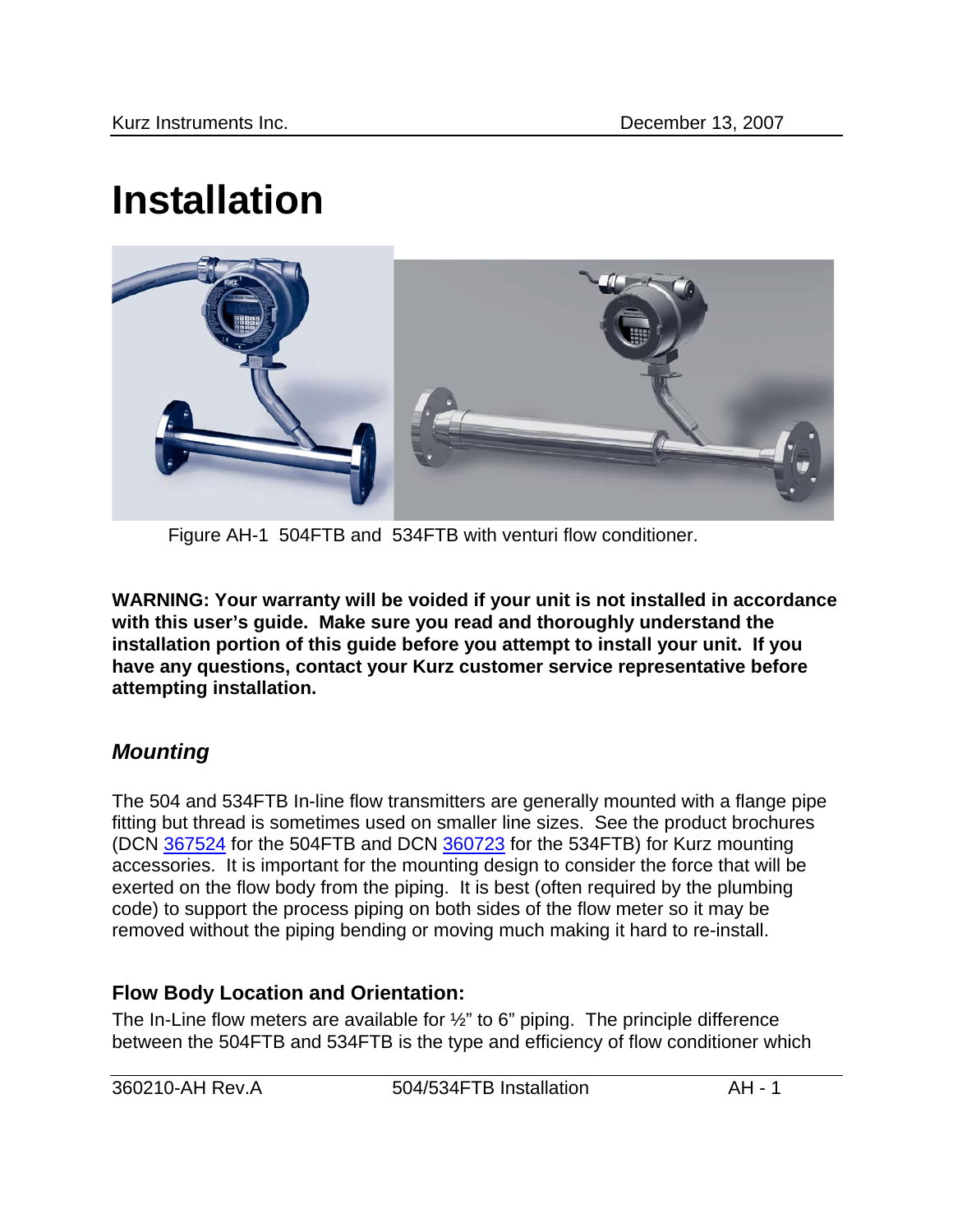# Installation

Figure AH-1 504FTB and 534FTB with venturi flow conditioner.

**WARNING: Your warranty will be voided if your unit is not installed in accordance with this user's guide. Make sure you read and thoroughly understand the installation portion of this guide before you attempt to install your unit. If you have any questions, contact your Kurz customer service representative before attempting installation.**

## *Mounting*

The 504 and 534FTB In-line flow transmitters are generally mounted with a flange pipe fitting but thread is sometimes used on smaller line sizes. See the product brochures (DCN 367524 for the 504FTB and DCN 360723 for the 534FTB) for Kurz mounting accessories. It is important for the mounting design to consider the force that will be exerted on the flow body from the piping. It is best (often required by the plumbing code) to support the process piping on both sides of the flow meter so it may be removed without the piping bending or moving much making it hard to re-install.

### Flow Body Location and Orientation:

The In-Line flow meters are available for ½" to 6" piping. The principle difference between the 504FTB and 534FTB is the type and efficiency of flow conditioner which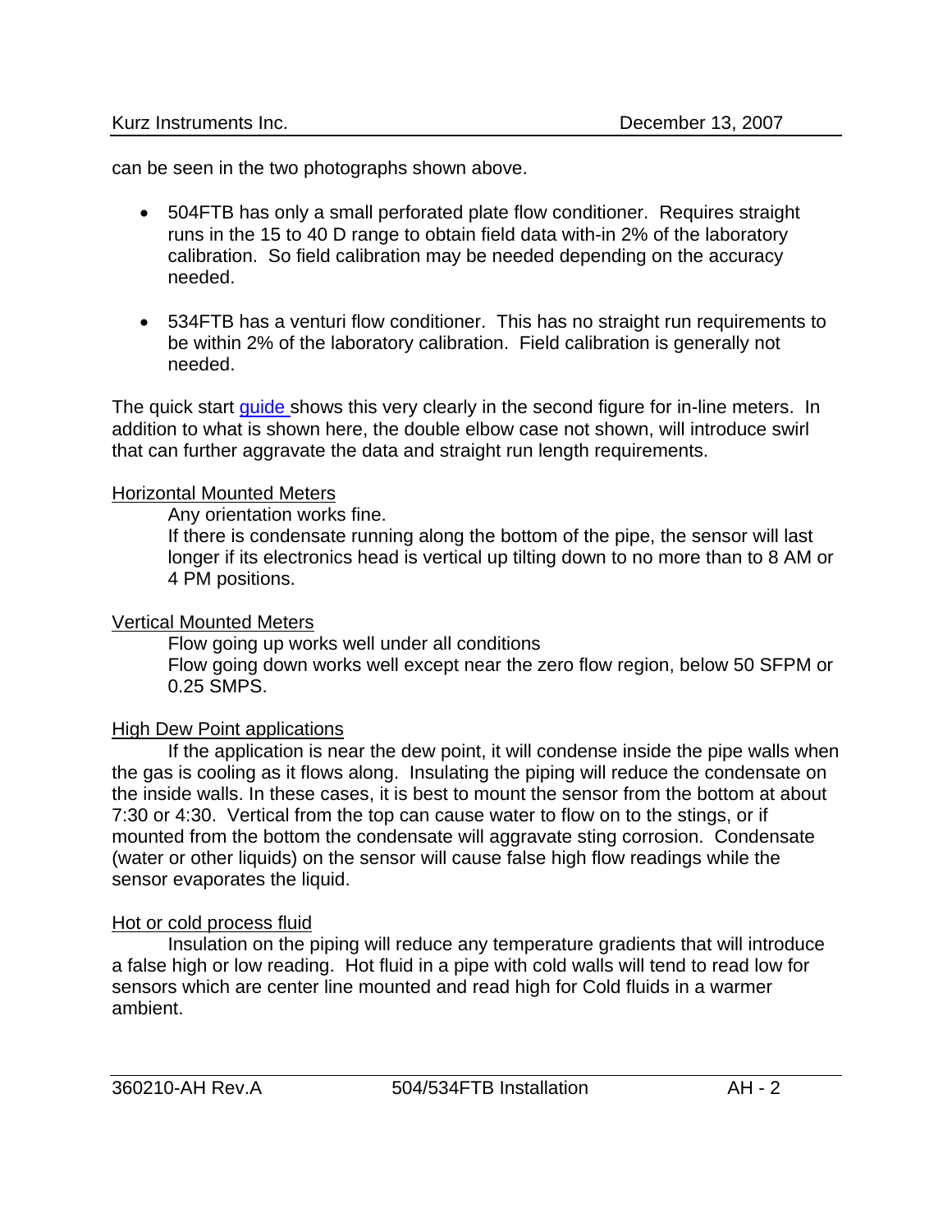can be seen in the two photographs shown above.

- 504FTB has only a small perforated plate flow conditioner. Requires straight runs in the 15 to 40 D range to obtain field data with-in 2% of the laboratory calibration. So field calibration may be needed depending on the accuracy needed.

- 534FTB has a venturi flow conditioner. This has no straight run requirements to be within 2% of the laboratory calibration. Field calibration is generally not needed.

The quick start guide shows this very clearly in the second figure for in-line meters. In addition to what is shown here, the double elbow case not shown, will introduce swirl that can further aggravate the data and straight run length requirements.

<u>Horizontal Mounted Meters</u>

Any orientation works fine.

If there is condensate running along the bottom of the pipe, the sensor will last longer if its electronics head is vertical up tilting down to no more than to 8 AM or 4 PM positions.

<u>Vertical Mounted Meters</u>

Flow going up works well under all conditions

Flow going down works well except near the zero flow region, below 50 SFPM or 0.25 SMPS.

<u>High Dew Point applications</u>

If the application is near the dew point, it will condense inside the pipe walls when the gas is cooling as it flows along. Insulating the piping will reduce the condensate on the inside walls. In these cases, it is best to mount the sensor from the bottom at about 7:30 or 4:30. Vertical from the top can cause water to flow on to the stings, or if mounted from the bottom the condensate will aggravate sting corrosion. Condensate (water or other liquids) on the sensor will cause false high flow readings while the sensor evaporates the liquid.

<u>Hot or cold process fluid</u>

Insulation on the piping will reduce any temperature gradients that will introduce a false high or low reading. Hot fluid in a pipe with cold walls will tend to read low for sensors which are center line mounted and read high for Cold fluids in a warmer ambient.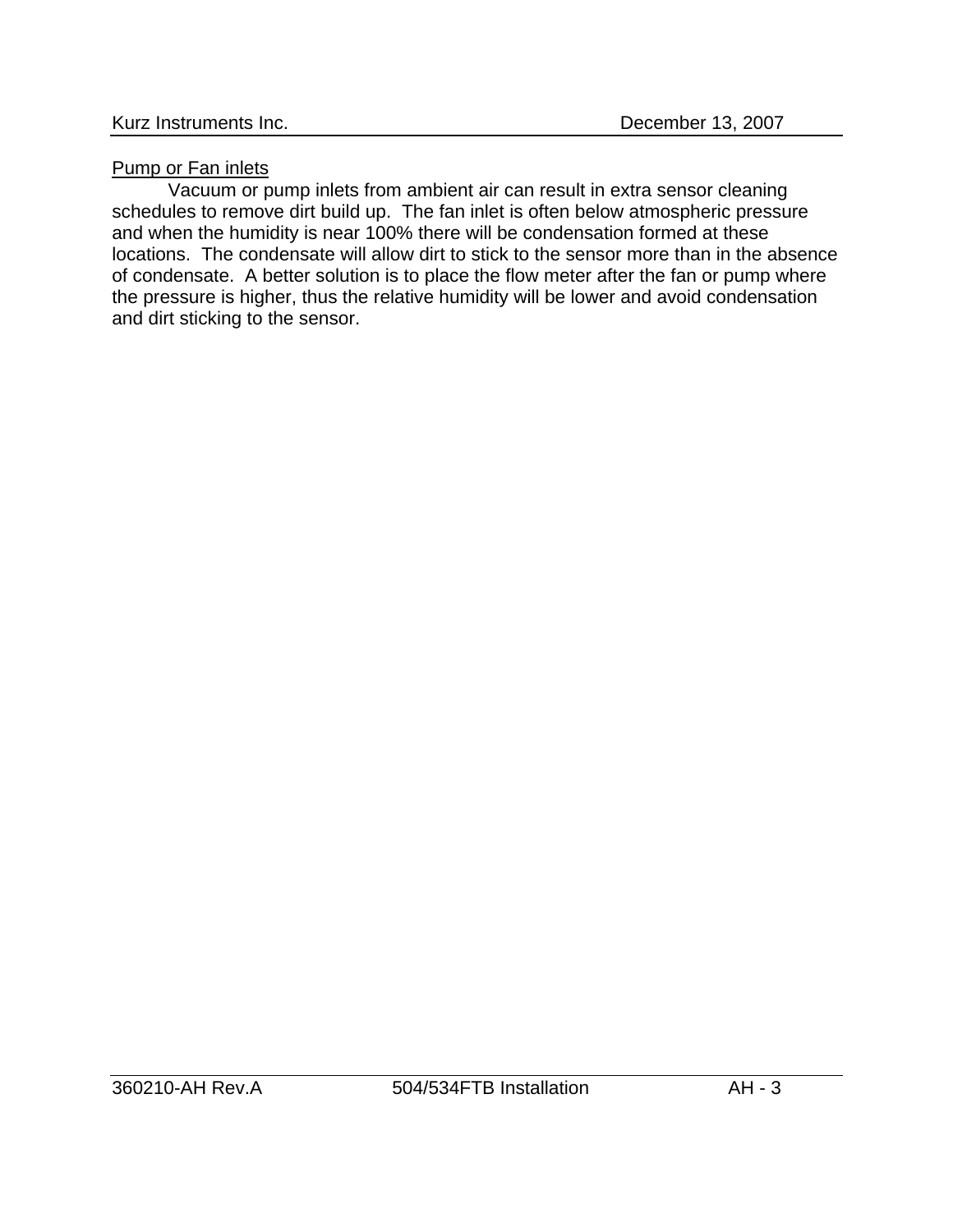## Pump or Fan inlets

Vacuum or pump inlets from ambient air can result in extra sensor cleaning schedules to remove dirt build up. The fan inlet is often below atmospheric pressure and when the humidity is near 100% there will be condensation formed at these locations. The condensate will allow dirt to stick to the sensor more than in the absence of condensate. A better solution is to place the flow meter after the fan or pump where the pressure is higher, thus the relative humidity will be lower and avoid condensation and dirt sticking to the sensor.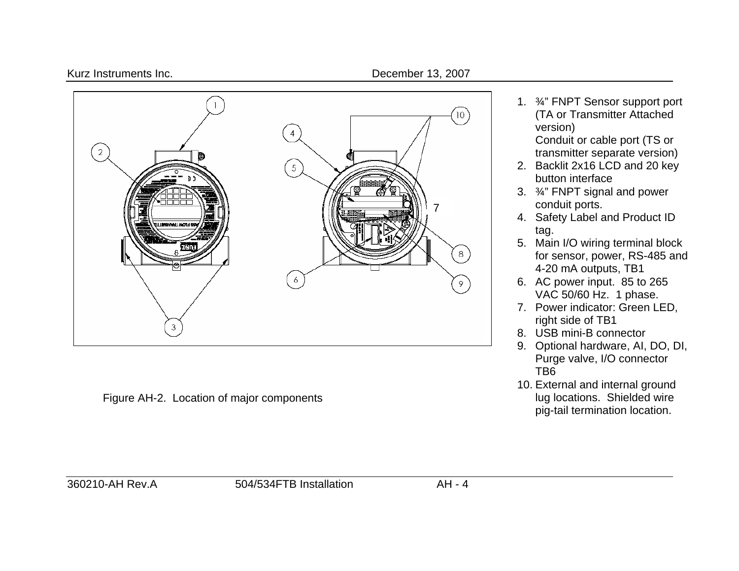Figure AH-2. Location of major components

1. ¾" FNPT Sensor support port (TA or Transmitter Attached version)
   Conduit or cable port (TS or transmitter separate version)
2. Backlit 2x16 LCD and 20 key button interface
3. ¾" FNPT signal and power conduit ports.
4. Safety Label and Product ID tag.
5. Main I/O wiring terminal block for sensor, power, RS-485 and 4-20 mA outputs, TB1
6. AC power input. 85 to 265 VAC 50/60 Hz. 1 phase.
7. Power indicator: Green LED, right side of TB1
8. USB mini-B connector
9. Optional hardware, AI, DO, DI, Purge valve, I/O connector TB6
10. External and internal ground lug locations. Shielded wire pig-tail termination location.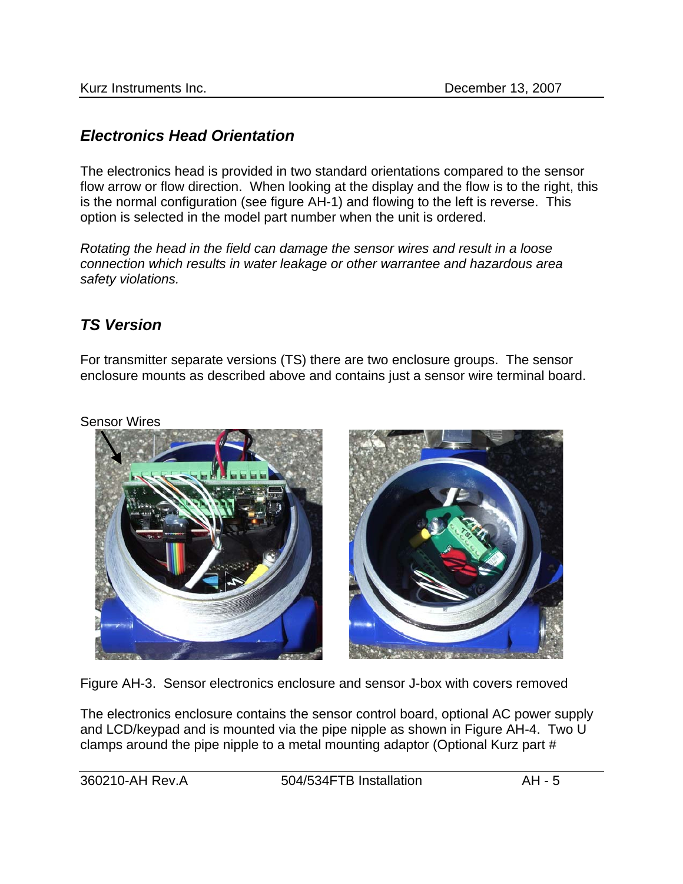## *Electronics Head Orientation*

The electronics head is provided in two standard orientations compared to the sensor flow arrow or flow direction. When looking at the display and the flow is to the right, this is the normal configuration (see figure AH-1) and flowing to the left is reverse. This option is selected in the model part number when the unit is ordered.

*Rotating the head in the field can damage the sensor wires and result in a loose connection which results in water leakage or other warrantee and hazardous area safety violations.*

## *TS Version*

For transmitter separate versions (TS) there are two enclosure groups. The sensor enclosure mounts as described above and contains just a sensor wire terminal board.

Sensor Wires

Figure AH-3. Sensor electronics enclosure and sensor J-box with covers removed

The electronics enclosure contains the sensor control board, optional AC power supply and LCD/keypad and is mounted via the pipe nipple as shown in Figure AH-4. Two U clamps around the pipe nipple to a metal mounting adaptor (Optional Kurz part #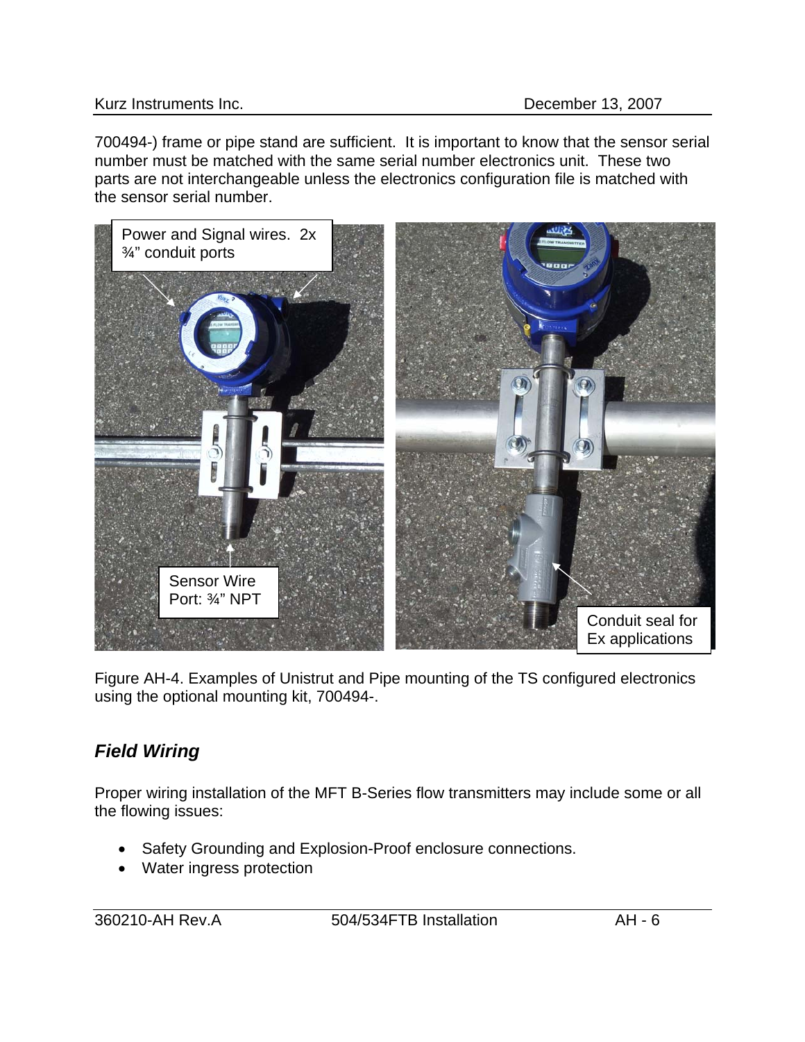700494-) frame or pipe stand are sufficient. It is important to know that the sensor serial number must be matched with the same serial number electronics unit. These two parts are not interchangeable unless the electronics configuration file is matched with the sensor serial number.

Power and Signal wires. 2x ¾" conduit ports

Sensor Wire Port: ¾" NPT

Conduit seal for Ex applications

Figure AH-4. Examples of Unistrut and Pipe mounting of the TS configured electronics using the optional mounting kit, 700494-.

## *Field Wiring*

Proper wiring installation of the MFT B-Series flow transmitters may include some or all the flowing issues:

- Safety Grounding and Explosion-Proof enclosure connections.
- Water ingress protection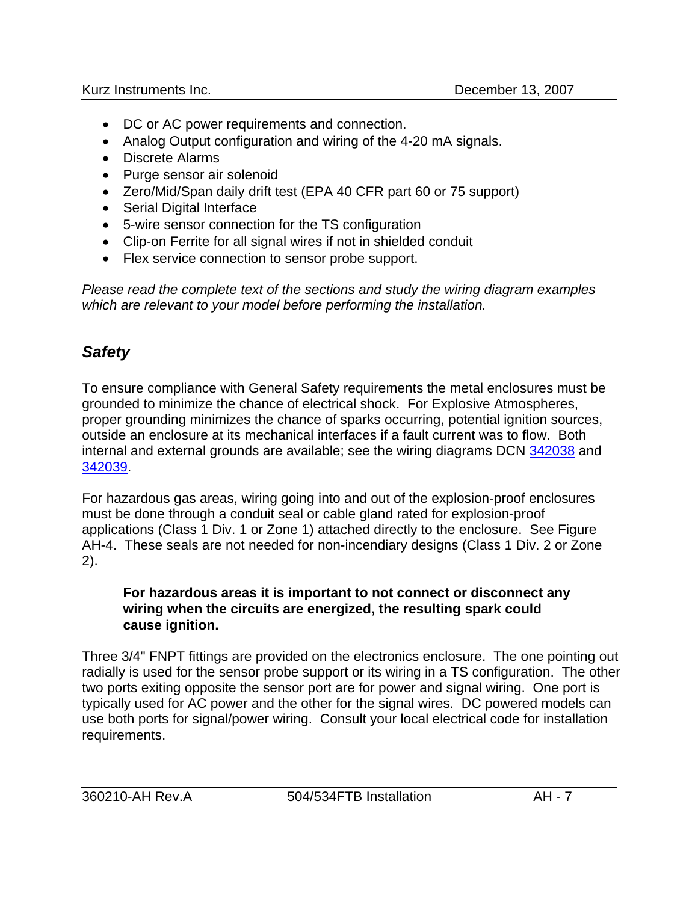- DC or AC power requirements and connection.
- Analog Output configuration and wiring of the 4-20 mA signals.
- Discrete Alarms
- Purge sensor air solenoid
- Zero/Mid/Span daily drift test (EPA 40 CFR part 60 or 75 support)
- Serial Digital Interface
- 5-wire sensor connection for the TS configuration
- Clip-on Ferrite for all signal wires if not in shielded conduit
- Flex service connection to sensor probe support.

*Please read the complete text of the sections and study the wiring diagram examples which are relevant to your model before performing the installation.*

## *Safety*

To ensure compliance with General Safety requirements the metal enclosures must be grounded to minimize the chance of electrical shock. For Explosive Atmospheres, proper grounding minimizes the chance of sparks occurring, potential ignition sources, outside an enclosure at its mechanical interfaces if a fault current was to flow. Both internal and external grounds are available; see the wiring diagrams DCN 342038 and 342039.

For hazardous gas areas, wiring going into and out of the explosion-proof enclosures must be done through a conduit seal or cable gland rated for explosion-proof applications (Class 1 Div. 1 or Zone 1) attached directly to the enclosure. See Figure AH-4. These seals are not needed for non-incendiary designs (Class 1 Div. 2 or Zone 2).

> **For hazardous areas it is important to not connect or disconnect any wiring when the circuits are energized, the resulting spark could cause ignition.**

Three 3/4" FNPT fittings are provided on the electronics enclosure. The one pointing out radially is used for the sensor probe support or its wiring in a TS configuration. The other two ports exiting opposite the sensor port are for power and signal wiring. One port is typically used for AC power and the other for the signal wires. DC powered models can use both ports for signal/power wiring. Consult your local electrical code for installation requirements.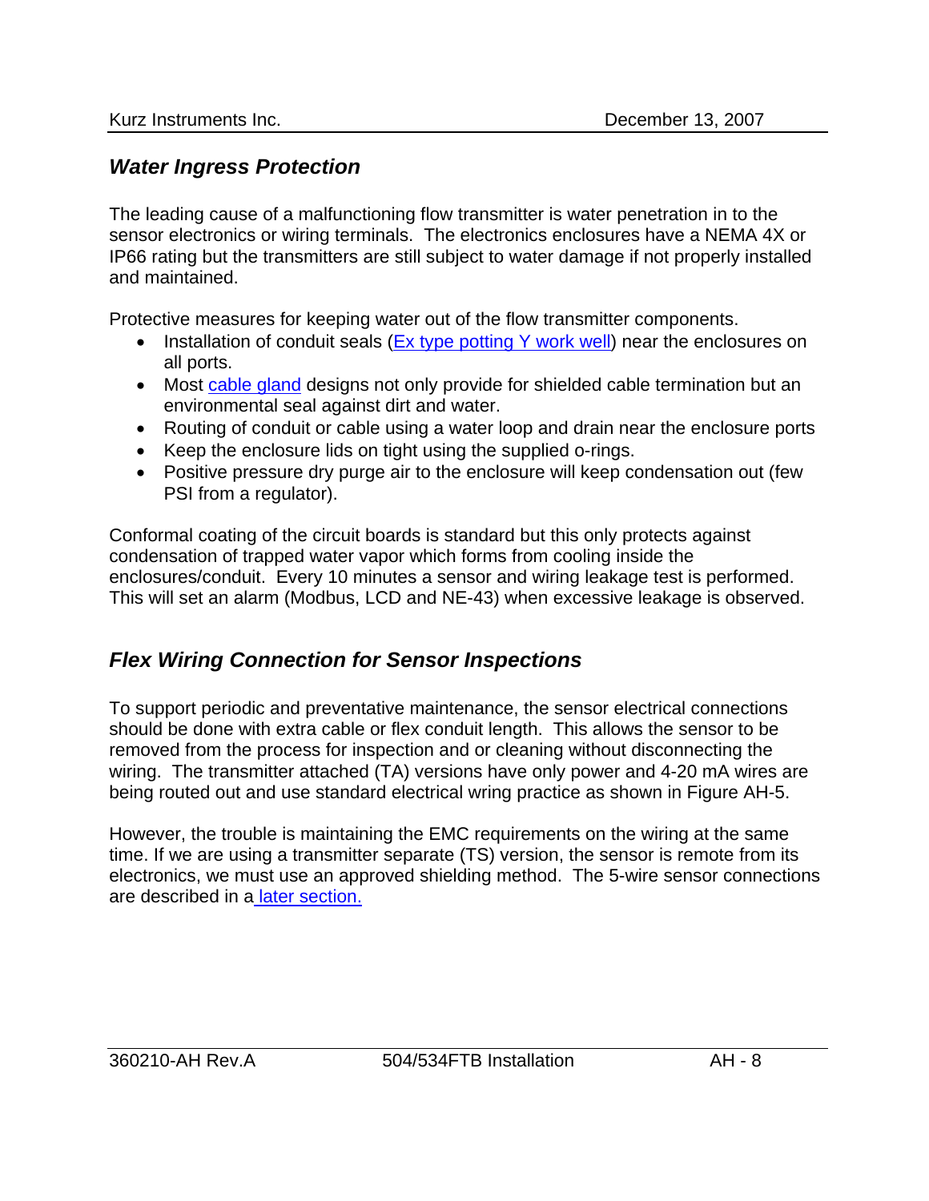## *Water Ingress Protection*

The leading cause of a malfunctioning flow transmitter is water penetration in to the sensor electronics or wiring terminals. The electronics enclosures have a NEMA 4X or IP66 rating but the transmitters are still subject to water damage if not properly installed and maintained.

Protective measures for keeping water out of the flow transmitter components.

- Installation of conduit seals (Ex type potting Y work well) near the enclosures on all ports.
- Most cable gland designs not only provide for shielded cable termination but an environmental seal against dirt and water.
- Routing of conduit or cable using a water loop and drain near the enclosure ports
- Keep the enclosure lids on tight using the supplied o-rings.
- Positive pressure dry purge air to the enclosure will keep condensation out (few PSI from a regulator).

Conformal coating of the circuit boards is standard but this only protects against condensation of trapped water vapor which forms from cooling inside the enclosures/conduit. Every 10 minutes a sensor and wiring leakage test is performed. This will set an alarm (Modbus, LCD and NE-43) when excessive leakage is observed.

## *Flex Wiring Connection for Sensor Inspections*

To support periodic and preventative maintenance, the sensor electrical connections should be done with extra cable or flex conduit length. This allows the sensor to be removed from the process for inspection and or cleaning without disconnecting the wiring. The transmitter attached (TA) versions have only power and 4-20 mA wires are being routed out and use standard electrical wring practice as shown in Figure AH-5.

However, the trouble is maintaining the EMC requirements on the wiring at the same time. If we are using a transmitter separate (TS) version, the sensor is remote from its electronics, we must use an approved shielding method. The 5-wire sensor connections are described in a later section.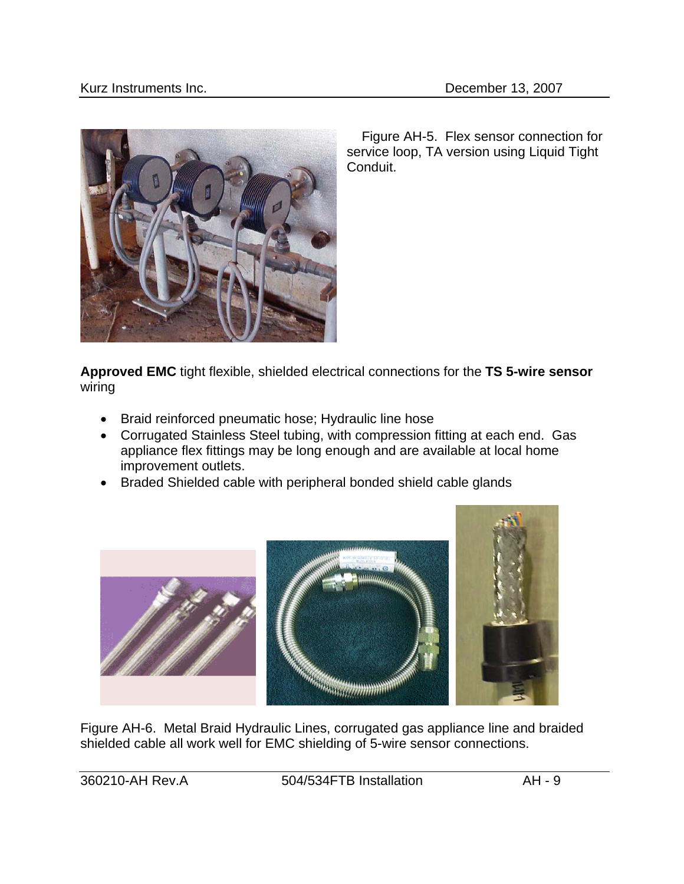Figure AH-5. Flex sensor connection for service loop, TA version using Liquid Tight Conduit.

**Approved EMC** tight flexible, shielded electrical connections for the **TS 5-wire sensor** wiring

- Braid reinforced pneumatic hose; Hydraulic line hose
- Corrugated Stainless Steel tubing, with compression fitting at each end. Gas appliance flex fittings may be long enough and are available at local home improvement outlets.
- Braded Shielded cable with peripheral bonded shield cable glands

Figure AH-6. Metal Braid Hydraulic Lines, corrugated gas appliance line and braided shielded cable all work well for EMC shielding of 5-wire sensor connections.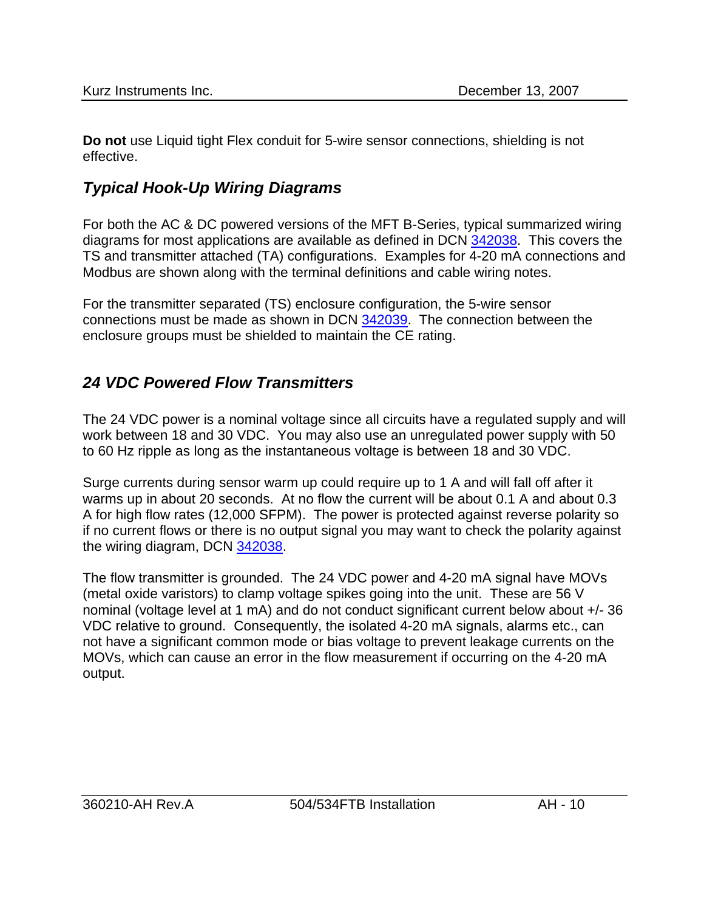**Do not** use Liquid tight Flex conduit for 5-wire sensor connections, shielding is not effective.

## *Typical Hook-Up Wiring Diagrams*

For both the AC & DC powered versions of the MFT B-Series, typical summarized wiring diagrams for most applications are available as defined in DCN 342038. This covers the TS and transmitter attached (TA) configurations. Examples for 4-20 mA connections and Modbus are shown along with the terminal definitions and cable wiring notes.

For the transmitter separated (TS) enclosure configuration, the 5-wire sensor connections must be made as shown in DCN 342039. The connection between the enclosure groups must be shielded to maintain the CE rating.

## *24 VDC Powered Flow Transmitters*

The 24 VDC power is a nominal voltage since all circuits have a regulated supply and will work between 18 and 30 VDC. You may also use an unregulated power supply with 50 to 60 Hz ripple as long as the instantaneous voltage is between 18 and 30 VDC.

Surge currents during sensor warm up could require up to 1 A and will fall off after it warms up in about 20 seconds. At no flow the current will be about 0.1 A and about 0.3 A for high flow rates (12,000 SFPM). The power is protected against reverse polarity so if no current flows or there is no output signal you may want to check the polarity against the wiring diagram, DCN 342038.

The flow transmitter is grounded. The 24 VDC power and 4-20 mA signal have MOVs (metal oxide varistors) to clamp voltage spikes going into the unit. These are 56 V nominal (voltage level at 1 mA) and do not conduct significant current below about +/- 36 VDC relative to ground. Consequently, the isolated 4-20 mA signals, alarms etc., can not have a significant common mode or bias voltage to prevent leakage currents on the MOVs, which can cause an error in the flow measurement if occurring on the 4-20 mA output.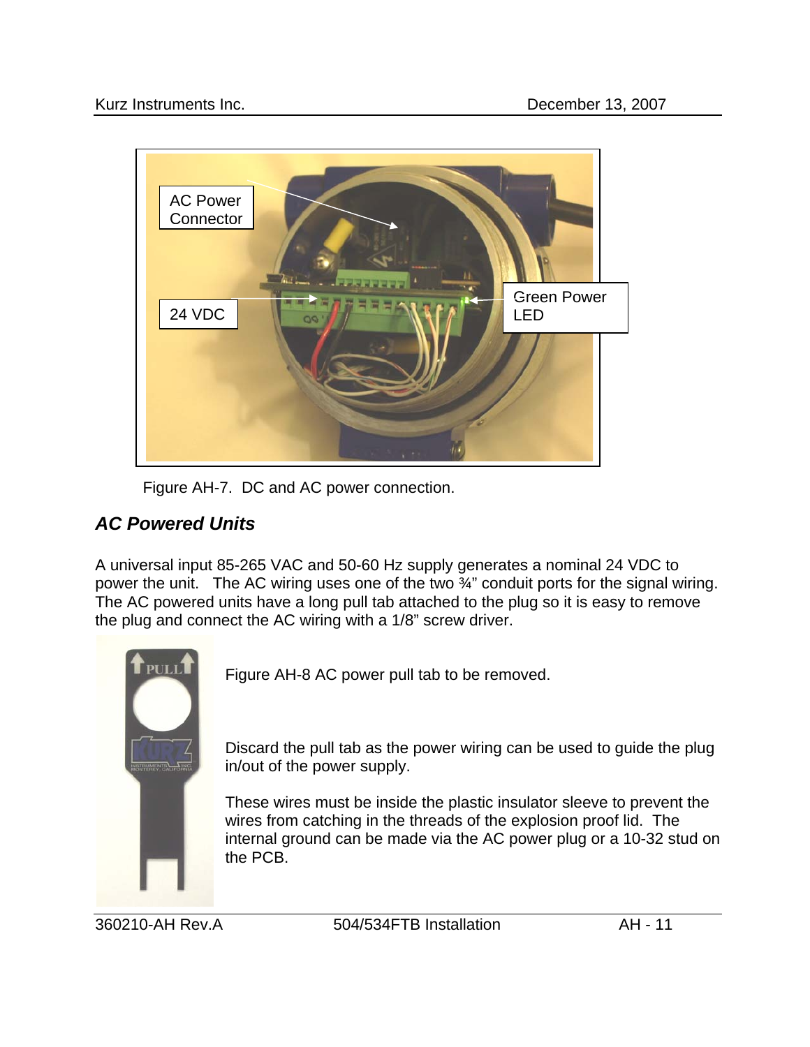Figure AH-7. DC and AC power connection.

## *AC Powered Units*

A universal input 85-265 VAC and 50-60 Hz supply generates a nominal 24 VDC to power the unit. The AC wiring uses one of the two ¾" conduit ports for the signal wiring. The AC powered units have a long pull tab attached to the plug so it is easy to remove the plug and connect the AC wiring with a 1/8" screw driver.

Figure AH-8 AC power pull tab to be removed.

Discard the pull tab as the power wiring can be used to guide the plug in/out of the power supply.

These wires must be inside the plastic insulator sleeve to prevent the wires from catching in the threads of the explosion proof lid. The internal ground can be made via the AC power plug or a 10-32 stud on the PCB.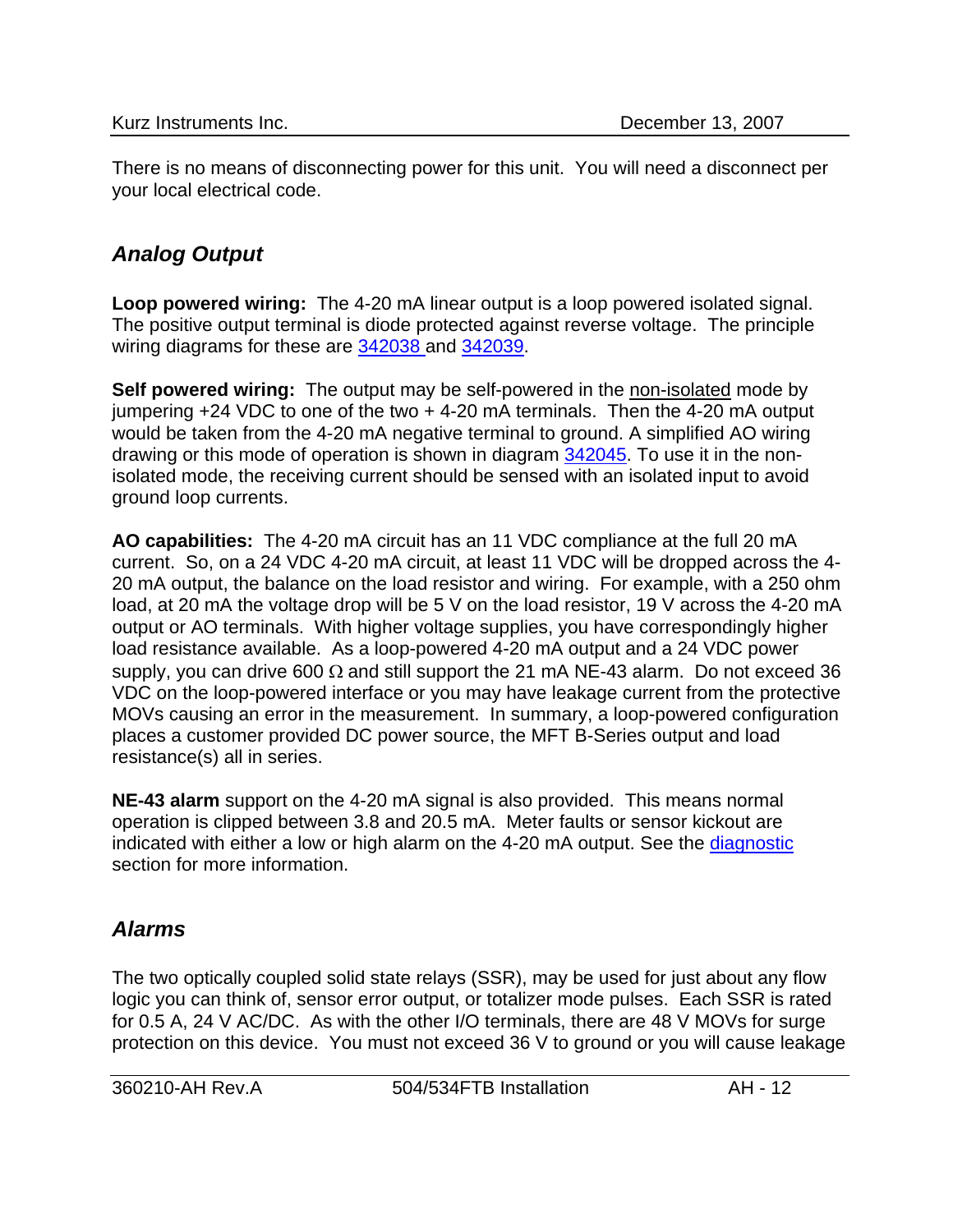There is no means of disconnecting power for this unit. You will need a disconnect per your local electrical code.

## *Analog Output*

**Loop powered wiring:** The 4-20 mA linear output is a loop powered isolated signal. The positive output terminal is diode protected against reverse voltage. The principle wiring diagrams for these are 342038 and 342039.

**Self powered wiring:** The output may be self-powered in the non-isolated mode by jumpering +24 VDC to one of the two + 4-20 mA terminals. Then the 4-20 mA output would be taken from the 4-20 mA negative terminal to ground. A simplified AO wiring drawing or this mode of operation is shown in diagram 342045. To use it in the non-isolated mode, the receiving current should be sensed with an isolated input to avoid ground loop currents.

**AO capabilities:** The 4-20 mA circuit has an 11 VDC compliance at the full 20 mA current. So, on a 24 VDC 4-20 mA circuit, at least 11 VDC will be dropped across the 4-20 mA output, the balance on the load resistor and wiring. For example, with a 250 ohm load, at 20 mA the voltage drop will be 5 V on the load resistor, 19 V across the 4-20 mA output or AO terminals. With higher voltage supplies, you have correspondingly higher load resistance available. As a loop-powered 4-20 mA output and a 24 VDC power supply, you can drive 600 Ω and still support the 21 mA NE-43 alarm. Do not exceed 36 VDC on the loop-powered interface or you may have leakage current from the protective MOVs causing an error in the measurement. In summary, a loop-powered configuration places a customer provided DC power source, the MFT B-Series output and load resistance(s) all in series.

**NE-43 alarm** support on the 4-20 mA signal is also provided. This means normal operation is clipped between 3.8 and 20.5 mA. Meter faults or sensor kickout are indicated with either a low or high alarm on the 4-20 mA output. See the diagnostic section for more information.

## *Alarms*

The two optically coupled solid state relays (SSR), may be used for just about any flow logic you can think of, sensor error output, or totalizer mode pulses. Each SSR is rated for 0.5 A, 24 V AC/DC. As with the other I/O terminals, there are 48 V MOVs for surge protection on this device. You must not exceed 36 V to ground or you will cause leakage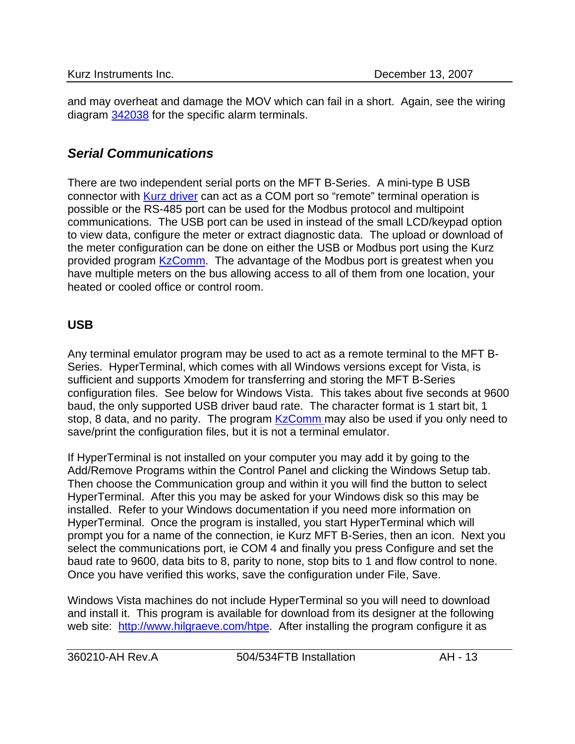and may overheat and damage the MOV which can fail in a short. Again, see the wiring diagram 342038 for the specific alarm terminals.

## *Serial Communications*

There are two independent serial ports on the MFT B-Series. A mini-type B USB connector with Kurz driver can act as a COM port so "remote" terminal operation is possible or the RS-485 port can be used for the Modbus protocol and multipoint communications. The USB port can be used in instead of the small LCD/keypad option to view data, configure the meter or extract diagnostic data. The upload or download of the meter configuration can be done on either the USB or Modbus port using the Kurz provided program KzComm. The advantage of the Modbus port is greatest when you have multiple meters on the bus allowing access to all of them from one location, your heated or cooled office or control room.

### **USB**

Any terminal emulator program may be used to act as a remote terminal to the MFT B-Series. HyperTerminal, which comes with all Windows versions except for Vista, is sufficient and supports Xmodem for transferring and storing the MFT B-Series configuration files. See below for Windows Vista. This takes about five seconds at 9600 baud, the only supported USB driver baud rate. The character format is 1 start bit, 1 stop, 8 data, and no parity. The program KzComm may also be used if you only need to save/print the configuration files, but it is not a terminal emulator.

If HyperTerminal is not installed on your computer you may add it by going to the Add/Remove Programs within the Control Panel and clicking the Windows Setup tab. Then choose the Communication group and within it you will find the button to select HyperTerminal. After this you may be asked for your Windows disk so this may be installed. Refer to your Windows documentation if you need more information on HyperTerminal. Once the program is installed, you start HyperTerminal which will prompt you for a name of the connection, ie Kurz MFT B-Series, then an icon. Next you select the communications port, ie COM 4 and finally you press Configure and set the baud rate to 9600, data bits to 8, parity to none, stop bits to 1 and flow control to none. Once you have verified this works, save the configuration under File, Save.

Windows Vista machines do not include HyperTerminal so you will need to download and install it. This program is available for download from its designer at the following web site: http://www.hilgraeve.com/htpe. After installing the program configure it as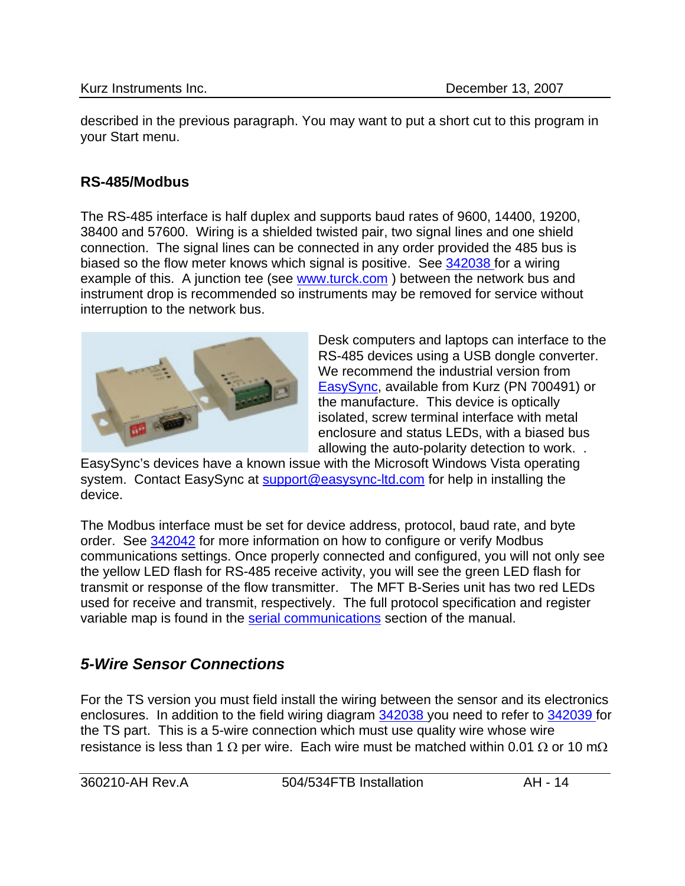described in the previous paragraph. You may want to put a short cut to this program in your Start menu.

### RS-485/Modbus

The RS-485 interface is half duplex and supports baud rates of 9600, 14400, 19200, 38400 and 57600. Wiring is a shielded twisted pair, two signal lines and one shield connection. The signal lines can be connected in any order provided the 485 bus is biased so the flow meter knows which signal is positive. See 342038 for a wiring example of this. A junction tee (see www.turck.com ) between the network bus and instrument drop is recommended so instruments may be removed for service without interruption to the network bus.

Desk computers and laptops can interface to the RS-485 devices using a USB dongle converter. We recommend the industrial version from EasySync, available from Kurz (PN 700491) or the manufacture. This device is optically isolated, screw terminal interface with metal enclosure and status LEDs, with a biased bus allowing the auto-polarity detection to work. . EasySync's devices have a known issue with the Microsoft Windows Vista operating system. Contact EasySync at support@easysync-ltd.com for help in installing the device.

The Modbus interface must be set for device address, protocol, baud rate, and byte order. See 342042 for more information on how to configure or verify Modbus communications settings. Once properly connected and configured, you will not only see the yellow LED flash for RS-485 receive activity, you will see the green LED flash for transmit or response of the flow transmitter. The MFT B-Series unit has two red LEDs used for receive and transmit, respectively. The full protocol specification and register variable map is found in the serial communications section of the manual.

## *5-Wire Sensor Connections*

For the TS version you must field install the wiring between the sensor and its electronics enclosures. In addition to the field wiring diagram 342038 you need to refer to 342039 for the TS part. This is a 5-wire connection which must use quality wire whose wire resistance is less than 1 Ω per wire. Each wire must be matched within 0.01 Ω or 10 mΩ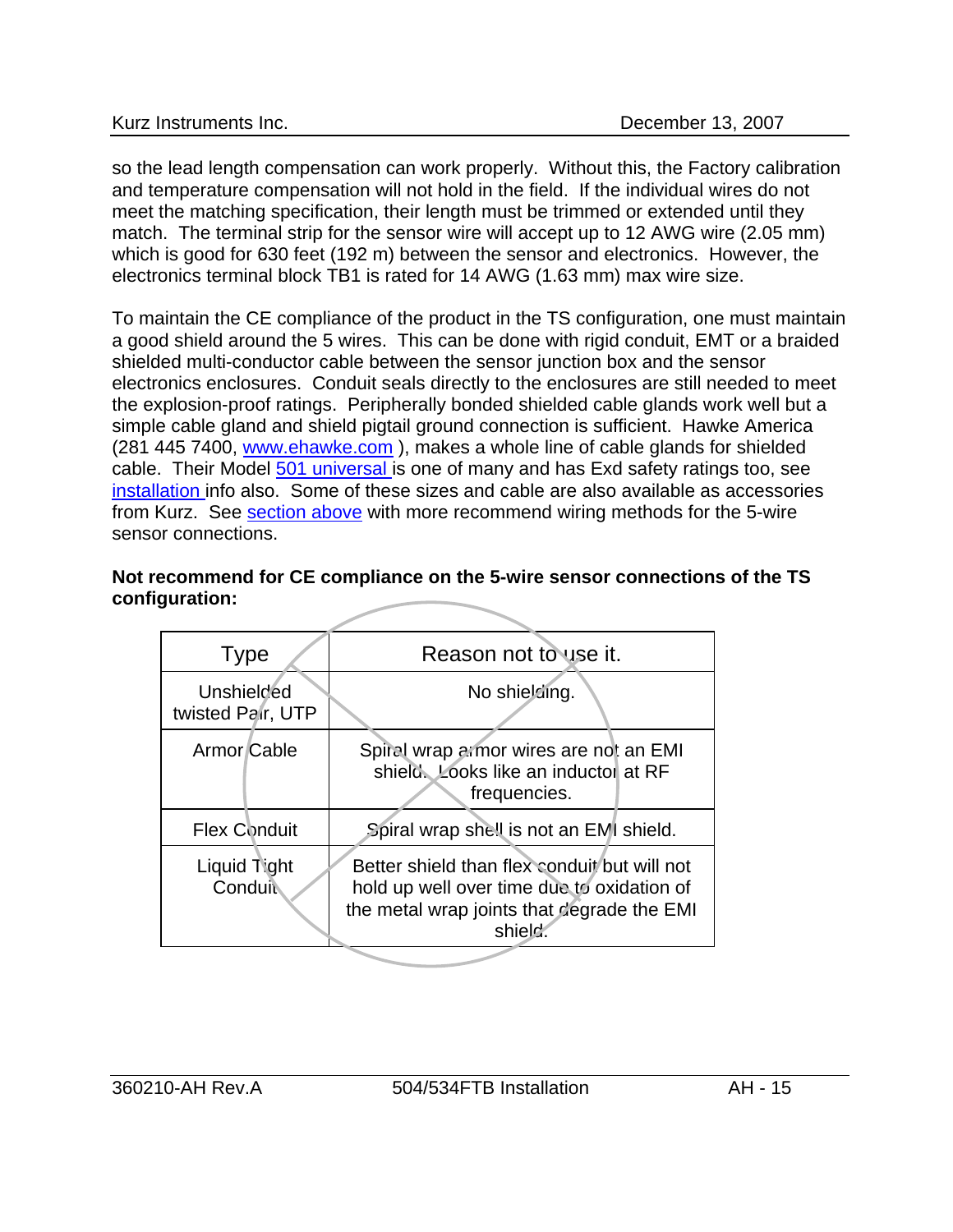so the lead length compensation can work properly. Without this, the Factory calibration and temperature compensation will not hold in the field. If the individual wires do not meet the matching specification, their length must be trimmed or extended until they match. The terminal strip for the sensor wire will accept up to 12 AWG wire (2.05 mm) which is good for 630 feet (192 m) between the sensor and electronics. However, the electronics terminal block TB1 is rated for 14 AWG (1.63 mm) max wire size.

To maintain the CE compliance of the product in the TS configuration, one must maintain a good shield around the 5 wires. This can be done with rigid conduit, EMT or a braided shielded multi-conductor cable between the sensor junction box and the sensor electronics enclosures. Conduit seals directly to the enclosures are still needed to meet the explosion-proof ratings. Peripherally bonded shielded cable glands work well but a simple cable gland and shield pigtail ground connection is sufficient. Hawke America (281 445 7400, www.ehawke.com ), makes a whole line of cable glands for shielded cable. Their Model 501 universal is one of many and has Exd safety ratings too, see installation info also. Some of these sizes and cable are also available as accessories from Kurz. See section above with more recommend wiring methods for the 5-wire sensor connections.

**Not recommend for CE compliance on the 5-wire sensor connections of the TS configuration:**

| Type | Reason not to use it. |
|---|---|
| Unshielded twisted Pair, UTP | No shielding. |
| Armor Cable | Spiral wrap armor wires are not an EMI shield. Looks like an inductor at RF frequencies. |
| Flex Conduit | Spiral wrap shell is not an EMI shield. |
| Liquid Tight Conduit | Better shield than flex conduit but will not hold up well over time due to oxidation of the metal wrap joints that degrade the EMI shield. |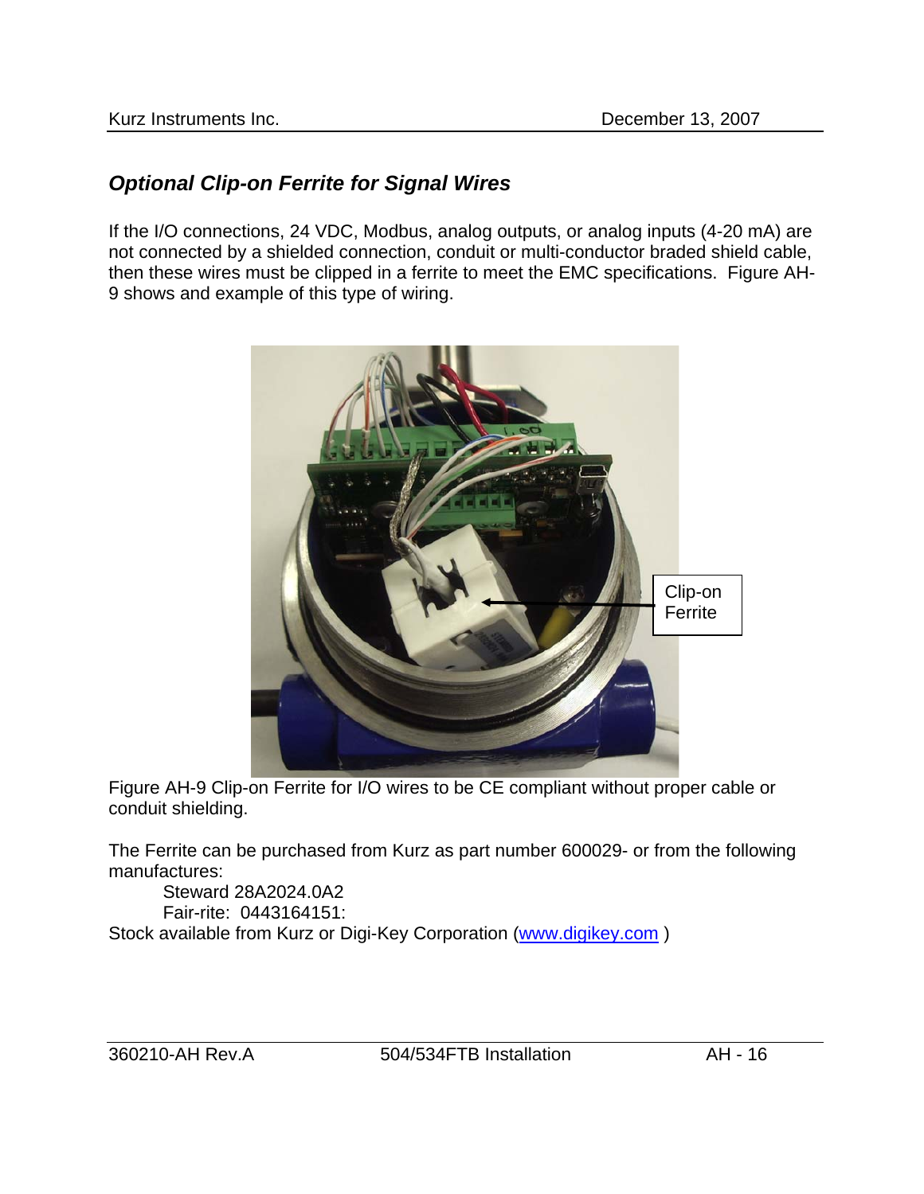## *Optional Clip-on Ferrite for Signal Wires*

If the I/O connections, 24 VDC, Modbus, analog outputs, or analog inputs (4-20 mA) are not connected by a shielded connection, conduit or multi-conductor braded shield cable, then these wires must be clipped in a ferrite to meet the EMC specifications. Figure AH-9 shows and example of this type of wiring.

Figure AH-9 Clip-on Ferrite for I/O wires to be CE compliant without proper cable or conduit shielding.

The Ferrite can be purchased from Kurz as part number 600029- or from the following manufactures:

Steward 28A2024.0A2

Fair-rite: 0443164151:

Stock available from Kurz or Digi-Key Corporation (www.digikey.com )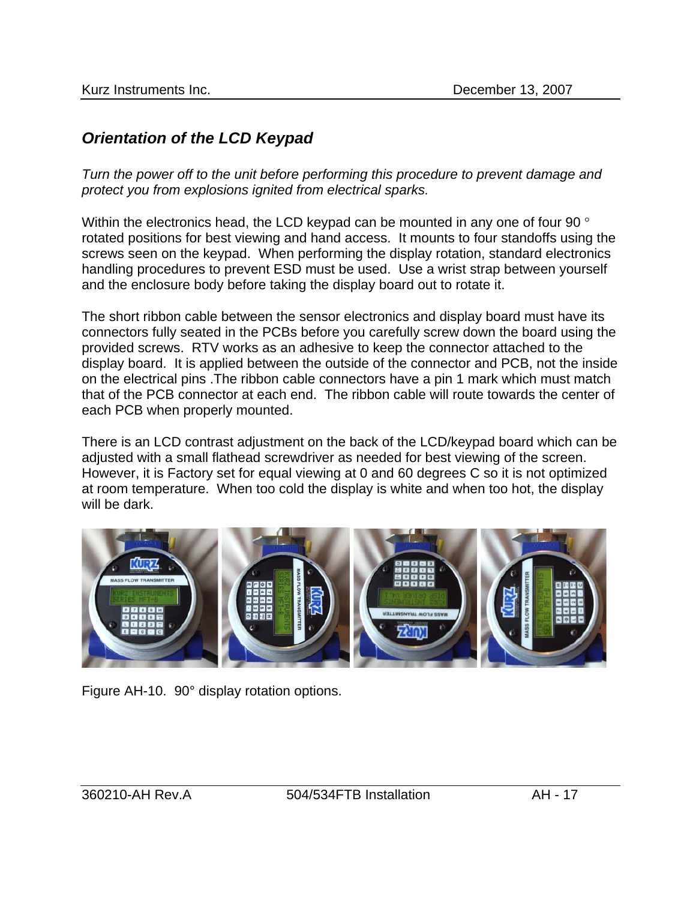## *Orientation of the LCD Keypad*

*Turn the power off to the unit before performing this procedure to prevent damage and protect you from explosions ignited from electrical sparks.*

Within the electronics head, the LCD keypad can be mounted in any one of four 90 ° rotated positions for best viewing and hand access. It mounts to four standoffs using the screws seen on the keypad. When performing the display rotation, standard electronics handling procedures to prevent ESD must be used. Use a wrist strap between yourself and the enclosure body before taking the display board out to rotate it.

The short ribbon cable between the sensor electronics and display board must have its connectors fully seated in the PCBs before you carefully screw down the board using the provided screws. RTV works as an adhesive to keep the connector attached to the display board. It is applied between the outside of the connector and PCB, not the inside on the electrical pins .The ribbon cable connectors have a pin 1 mark which must match that of the PCB connector at each end. The ribbon cable will route towards the center of each PCB when properly mounted.

There is an LCD contrast adjustment on the back of the LCD/keypad board which can be adjusted with a small flathead screwdriver as needed for best viewing of the screen. However, it is Factory set for equal viewing at 0 and 60 degrees C so it is not optimized at room temperature. When too cold the display is white and when too hot, the display will be dark.

Figure AH-10. 90° display rotation options.